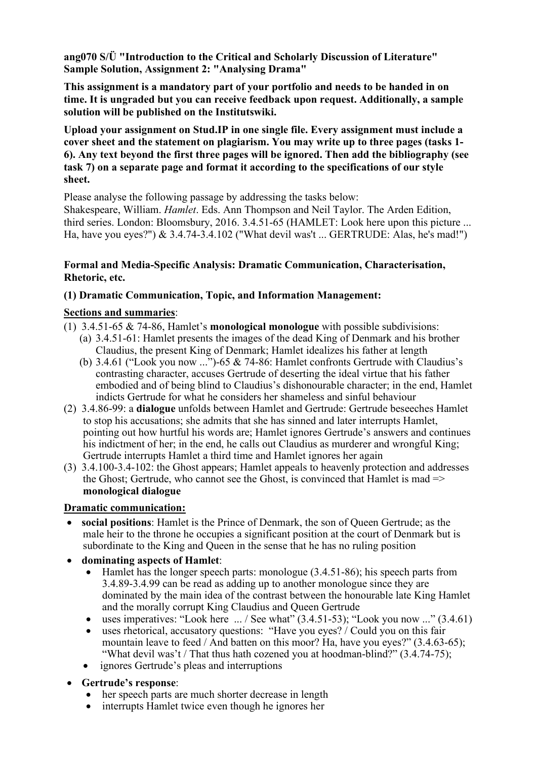**ang070 S/Ü "Introduction to the Critical and Scholarly Discussion of Literature" Sample Solution, Assignment 2: "Analysing Drama"**

**This assignment is a mandatory part of your portfolio and needs to be handed in on time. It is ungraded but you can receive feedback upon request. Additionally, a sample solution will be published on the Institutswiki.**

**Upload your assignment on Stud.IP in one single file. Every assignment must include a cover sheet and the statement on plagiarism. You may write up to three pages (tasks 1-6). Any text beyond the first three pages will be ignored. Then add the bibliography (see task 7) on a separate page and format it according to the specifications of our style sheet.**

Please analyse the following passage by addressing the tasks below:
Shakespeare, William. *Hamlet*. Eds. Ann Thompson and Neil Taylor. The Arden Edition, third series. London: Bloomsbury, 2016. 3.4.51-65 (HAMLET: Look here upon this picture ... Ha, have you eyes?") & 3.4.74-3.4.102 ("What devil was't ... GERTRUDE: Alas, he's mad!")

**Formal and Media-Specific Analysis: Dramatic Communication, Characterisation, Rhetoric, etc.**

**(1) Dramatic Communication, Topic, and Information Management:**

**Sections and summaries**:

(1) 3.4.51-65 & 74-86, Hamlet's **monological monologue** with possible subdivisions:
   (a) 3.4.51-61: Hamlet presents the images of the dead King of Denmark and his brother Claudius, the present King of Denmark; Hamlet idealizes his father at length
   (b) 3.4.61 ("Look you now ...")-65 & 74-86: Hamlet confronts Gertrude with Claudius's contrasting character, accuses Gertrude of deserting the ideal virtue that his father embodied and of being blind to Claudius's dishonourable character; in the end, Hamlet indicts Gertrude for what he considers her shameless and sinful behaviour

(2) 3.4.86-99: a **dialogue** unfolds between Hamlet and Gertrude: Gertrude beseeches Hamlet to stop his accusations; she admits that she has sinned and later interrupts Hamlet, pointing out how hurtful his words are; Hamlet ignores Gertrude's answers and continues his indictment of her; in the end, he calls out Claudius as murderer and wrongful King; Gertrude interrupts Hamlet a third time and Hamlet ignores her again

(3) 3.4.100-3.4-102: the Ghost appears; Hamlet appeals to heavenly protection and addresses the Ghost; Gertrude, who cannot see the Ghost, is convinced that Hamlet is mad => **monological dialogue**

**Dramatic communication:**

- **social positions**: Hamlet is the Prince of Denmark, the son of Queen Gertrude; as the male heir to the throne he occupies a significant position at the court of Denmark but is subordinate to the King and Queen in the sense that he has no ruling position
- **dominating aspects of Hamlet**:
  - Hamlet has the longer speech parts: monologue (3.4.51-86); his speech parts from 3.4.89-3.4.99 can be read as adding up to another monologue since they are dominated by the main idea of the contrast between the honourable late King Hamlet and the morally corrupt King Claudius and Queen Gertrude
  - uses imperatives: "Look here ... / See what" (3.4.51-53); "Look you now ..." (3.4.61)
  - uses rhetorical, accusatory questions: "Have you eyes? / Could you on this fair mountain leave to feed / And batten on this moor? Ha, have you eyes?" (3.4.63-65); "What devil was't / That thus hath cozened you at hoodman-blind?" (3.4.74-75);
  - ignores Gertrude's pleas and interruptions
- **Gertrude's response**:
  - her speech parts are much shorter decrease in length
  - interrupts Hamlet twice even though he ignores her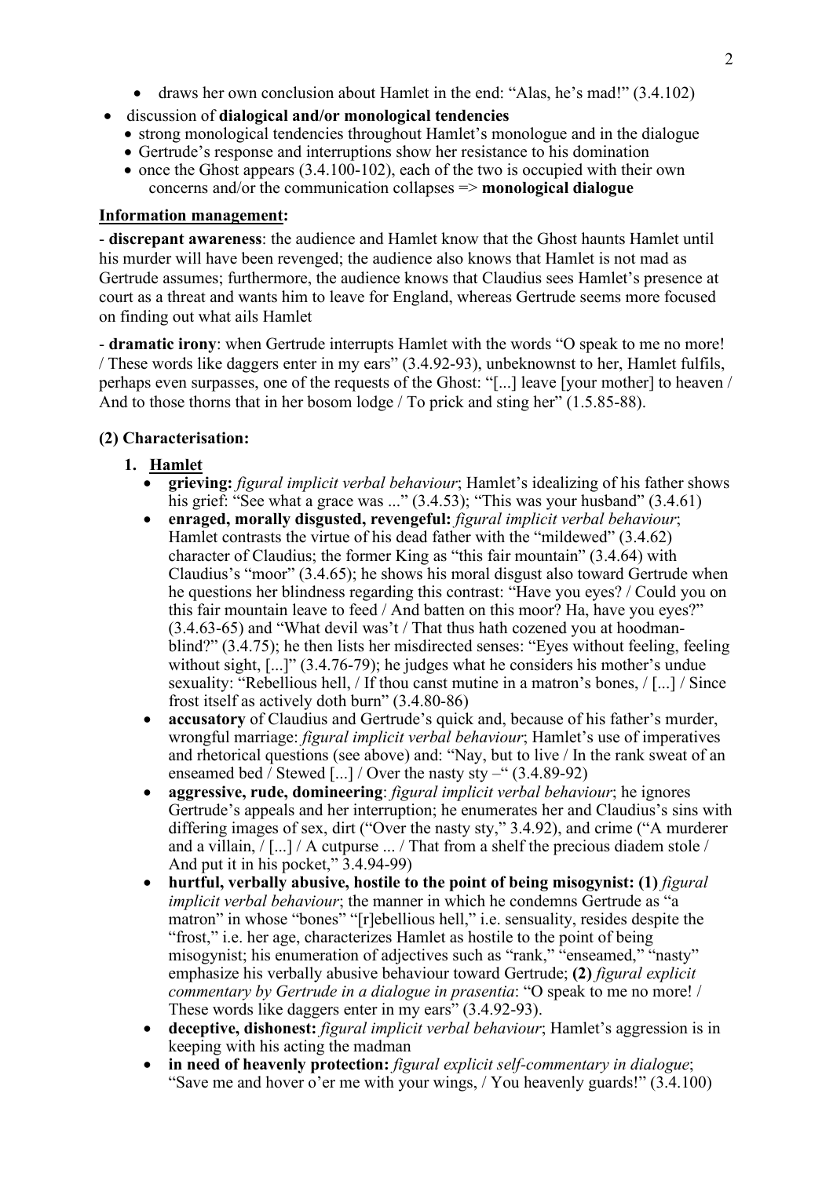- draws her own conclusion about Hamlet in the end: "Alas, he's mad!" (3.4.102)
- discussion of **dialogical and/or monological tendencies**
  - strong monological tendencies throughout Hamlet's monologue and in the dialogue
  - Gertrude's response and interruptions show her resistance to his domination
  - once the Ghost appears (3.4.100-102), each of the two is occupied with their own concerns and/or the communication collapses => **monological dialogue**

**Information management:**

- **discrepant awareness**: the audience and Hamlet know that the Ghost haunts Hamlet until his murder will have been revenged; the audience also knows that Hamlet is not mad as Gertrude assumes; furthermore, the audience knows that Claudius sees Hamlet's presence at court as a threat and wants him to leave for England, whereas Gertrude seems more focused on finding out what ails Hamlet

- **dramatic irony**: when Gertrude interrupts Hamlet with the words "O speak to me no more! / These words like daggers enter in my ears" (3.4.92-93), unbeknownst to her, Hamlet fulfils, perhaps even surpasses, one of the requests of the Ghost: "[...] leave [your mother] to heaven / And to those thorns that in her bosom lodge / To prick and sting her" (1.5.85-88).

**(2) Characterisation:**

1. **Hamlet**
   - **grieving:** *figural implicit verbal behaviour*; Hamlet's idealizing of his father shows his grief: "See what a grace was ..." (3.4.53); "This was your husband" (3.4.61)
   - **enraged, morally disgusted, revengeful:** *figural implicit verbal behaviour*; Hamlet contrasts the virtue of his dead father with the "mildewed" (3.4.62) character of Claudius; the former King as "this fair mountain" (3.4.64) with Claudius's "moor" (3.4.65); he shows his moral disgust also toward Gertrude when he questions her blindness regarding this contrast: "Have you eyes? / Could you on this fair mountain leave to feed / And batten on this moor? Ha, have you eyes?" (3.4.63-65) and "What devil was't / That thus hath cozened you at hoodman-blind?" (3.4.75); he then lists her misdirected senses: "Eyes without feeling, feeling without sight, [...]" (3.4.76-79); he judges what he considers his mother's undue sexuality: "Rebellious hell, / If thou canst mutine in a matron's bones, / [...] / Since frost itself as actively doth burn" (3.4.80-86)
   - **accusatory** of Claudius and Gertrude's quick and, because of his father's murder, wrongful marriage: *figural implicit verbal behaviour*; Hamlet's use of imperatives and rhetorical questions (see above) and: "Nay, but to live / In the rank sweat of an enseamed bed / Stewed [...] / Over the nasty sty –" (3.4.89-92)
   - **aggressive, rude, domineering**: *figural implicit verbal behaviour*; he ignores Gertrude's appeals and her interruption; he enumerates her and Claudius's sins with differing images of sex, dirt ("Over the nasty sty," 3.4.92), and crime ("A murderer and a villain, / [...] / A cutpurse ... / That from a shelf the precious diadem stole / And put it in his pocket," 3.4.94-99)
   - **hurtful, verbally abusive, hostile to the point of being misogynist: (1)** *figural implicit verbal behaviour*; the manner in which he condemns Gertrude as "a matron" in whose "bones" "[r]ebellious hell," i.e. sensuality, resides despite the "frost," i.e. her age, characterizes Hamlet as hostile to the point of being misogynist; his enumeration of adjectives such as "rank," "enseamed," "nasty" emphasize his verbally abusive behaviour toward Gertrude; **(2)** *figural explicit commentary by Gertrude in a dialogue in prasentia*: "O speak to me no more! / These words like daggers enter in my ears" (3.4.92-93).
   - **deceptive, dishonest:** *figural implicit verbal behaviour*; Hamlet's aggression is in keeping with his acting the madman
   - **in need of heavenly protection:** *figural explicit self-commentary in dialogue*; "Save me and hover o'er me with your wings, / You heavenly guards!" (3.4.100)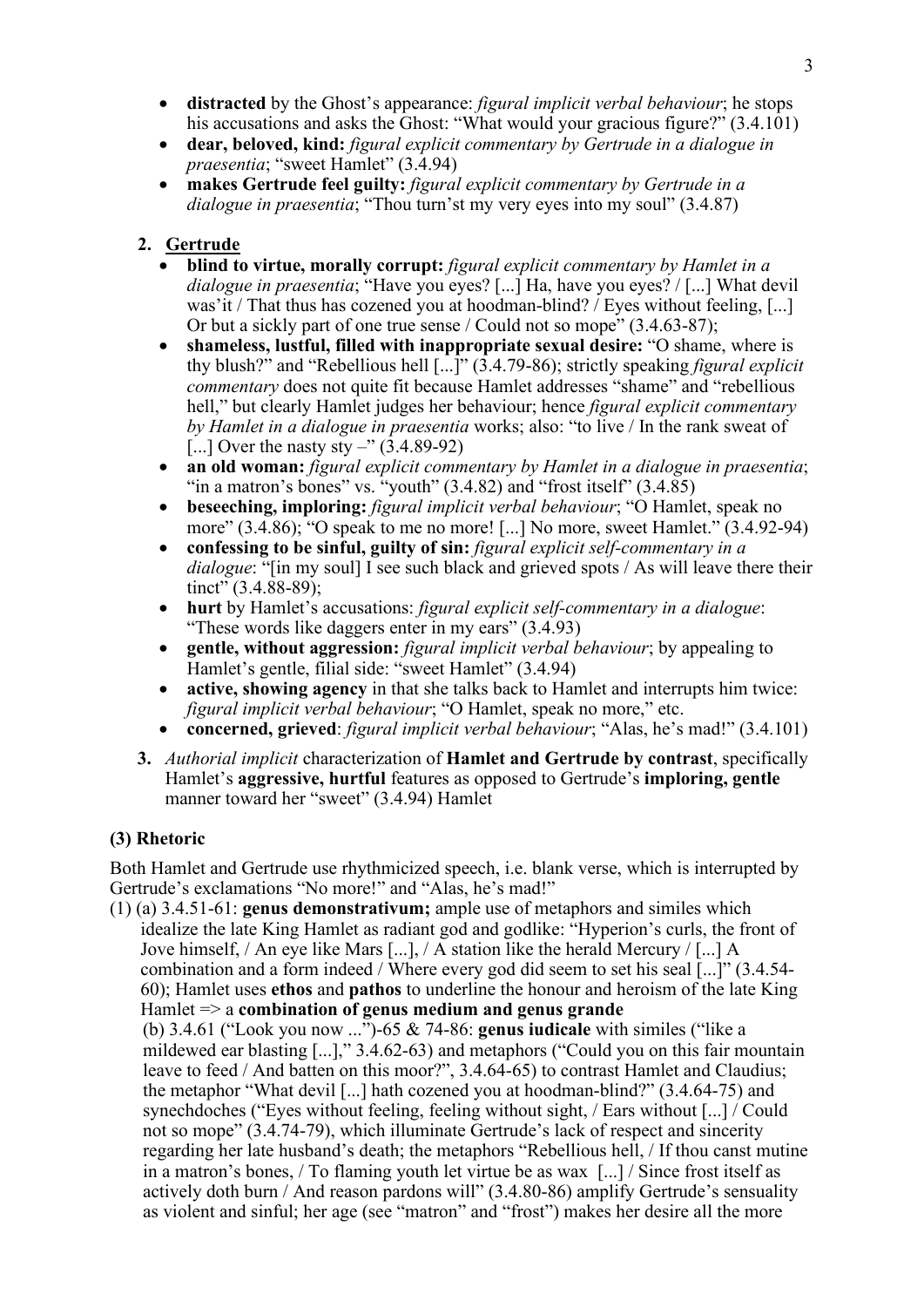- **distracted** by the Ghost's appearance: *figural implicit verbal behaviour*; he stops his accusations and asks the Ghost: "What would your gracious figure?" (3.4.101)
- **dear, beloved, kind:** *figural explicit commentary by Gertrude in a dialogue in praesentia*; "sweet Hamlet" (3.4.94)
- **makes Gertrude feel guilty:** *figural explicit commentary by Gertrude in a dialogue in praesentia*; "Thou turn'st my very eyes into my soul" (3.4.87)

2. **Gertrude**
   - **blind to virtue, morally corrupt:** *figural explicit commentary by Hamlet in a dialogue in praesentia*; "Have you eyes? [...] Ha, have you eyes? / [...] What devil was't / That thus has cozened you at hoodman-blind? / Eyes without feeling, [...] Or but a sickly part of one true sense / Could not so mope" (3.4.63-87);
   - **shameless, lustful, filled with inappropriate sexual desire:** "O shame, where is thy blush?" and "Rebellious hell [...]" (3.4.79-86); strictly speaking *figural explicit commentary* does not quite fit because Hamlet addresses "shame" and "rebellious hell," but clearly Hamlet judges her behaviour; hence *figural explicit commentary by Hamlet in a dialogue in praesentia* works; also: "to live / In the rank sweat of [...] Over the nasty sty –" (3.4.89-92)
   - **an old woman:** *figural explicit commentary by Hamlet in a dialogue in praesentia*; "in a matron's bones" vs. "youth" (3.4.82) and "frost itself" (3.4.85)
   - **beseeching, imploring:** *figural implicit verbal behaviour*; "O Hamlet, speak no more" (3.4.86); "O speak to me no more! [...] No more, sweet Hamlet." (3.4.92-94)
   - **confessing to be sinful, guilty of sin:** *figural explicit self-commentary in a dialogue*: "[in my soul] I see such black and grieved spots / As will leave there their tinct" (3.4.88-89);
   - **hurt** by Hamlet's accusations: *figural explicit self-commentary in a dialogue*: "These words like daggers enter in my ears" (3.4.93)
   - **gentle, without aggression:** *figural implicit verbal behaviour*; by appealing to Hamlet's gentle, filial side: "sweet Hamlet" (3.4.94)
   - **active, showing agency** in that she talks back to Hamlet and interrupts him twice: *figural implicit verbal behaviour*; "O Hamlet, speak no more," etc.
   - **concerned, grieved**: *figural implicit verbal behaviour*; "Alas, he's mad!" (3.4.101)
3. *Authorial implicit* characterization of **Hamlet and Gertrude by contrast**, specifically Hamlet's **aggressive, hurtful** features as opposed to Gertrude's **imploring, gentle** manner toward her "sweet" (3.4.94) Hamlet

### (3) Rhetoric

Both Hamlet and Gertrude use rhythmicized speech, i.e. blank verse, which is interrupted by Gertrude's exclamations "No more!" and "Alas, he's mad!"

(1) (a) 3.4.51-61: **genus demonstrativum;** ample use of metaphors and similes which idealize the late King Hamlet as radiant god and godlike: "Hyperion's curls, the front of Jove himself, / An eye like Mars [...], / A station like the herald Mercury / [...] A combination and a form indeed / Where every god did seem to set his seal [...]" (3.4.54-60); Hamlet uses **ethos** and **pathos** to underline the honour and heroism of the late King Hamlet => a **combination of genus medium and genus grande**

(b) 3.4.61 ("Look you now ...")-65 & 74-86: **genus iudicale** with similes ("like a mildewed ear blasting [...]," 3.4.62-63) and metaphors ("Could you on this fair mountain leave to feed / And batten on this moor?", 3.4.64-65) to contrast Hamlet and Claudius; the metaphor "What devil [...] hath cozened you at hoodman-blind?" (3.4.64-75) and synechdoches ("Eyes without feeling, feeling without sight, / Ears without [...] / Could not so mope" (3.4.74-79), which illuminate Gertrude's lack of respect and sincerity regarding her late husband's death; the metaphors "Rebellious hell, / If thou canst mutine in a matron's bones, / To flaming youth let virtue be as wax [...] / Since frost itself as actively doth burn / And reason pardons will" (3.4.80-86) amplify Gertrude's sensuality as violent and sinful; her age (see "matron" and "frost") makes her desire all the more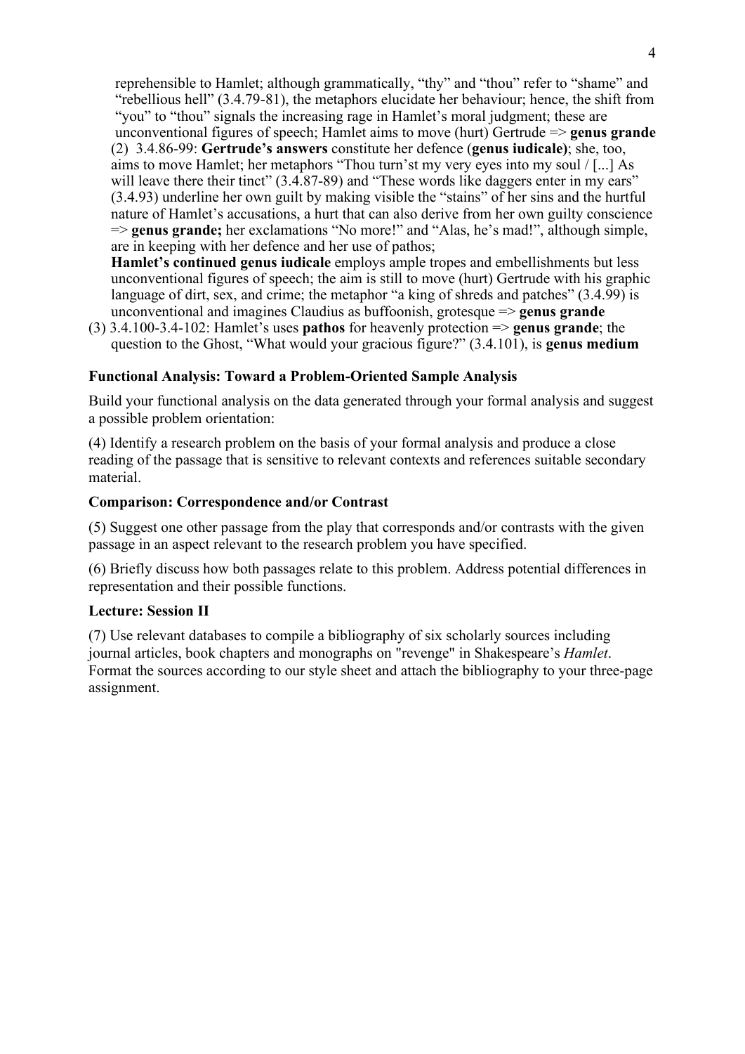reprehensible to Hamlet; although grammatically, “thy” and “thou” refer to “shame” and “rebellious hell” (3.4.79-81), the metaphors elucidate her behaviour; hence, the shift from “you” to “thou” signals the increasing rage in Hamlet’s moral judgment; these are unconventional figures of speech; Hamlet aims to move (hurt) Gertrude => **genus grande**

(2) 3.4.86-99: **Gertrude’s answers** constitute her defence (**genus iudicale)**; she, too, aims to move Hamlet; her metaphors “Thou turn’st my very eyes into my soul / [...] As will leave there their tinct” (3.4.87-89) and “These words like daggers enter in my ears” (3.4.93) underline her own guilt by making visible the “stains” of her sins and the hurtful nature of Hamlet’s accusations, a hurt that can also derive from her own guilty conscience => **genus grande;** her exclamations “No more!” and “Alas, he’s mad!”, although simple, are in keeping with her defence and her use of pathos;
**Hamlet’s continued genus iudicale** employs ample tropes and embellishments but less unconventional figures of speech; the aim is still to move (hurt) Gertrude with his graphic language of dirt, sex, and crime; the metaphor “a king of shreds and patches” (3.4.99) is unconventional and imagines Claudius as buffoonish, grotesque => **genus grande**

(3) 3.4.100-3.4-102: Hamlet’s uses **pathos** for heavenly protection => **genus grande**; the question to the Ghost, “What would your gracious figure?” (3.4.101), is **genus medium**

**Functional Analysis: Toward a Problem-Oriented Sample Analysis**

Build your functional analysis on the data generated through your formal analysis and suggest a possible problem orientation:

(4) Identify a research problem on the basis of your formal analysis and produce a close reading of the passage that is sensitive to relevant contexts and references suitable secondary material.

**Comparison: Correspondence and/or Contrast**

(5) Suggest one other passage from the play that corresponds and/or contrasts with the given passage in an aspect relevant to the research problem you have specified.

(6) Briefly discuss how both passages relate to this problem. Address potential differences in representation and their possible functions.

**Lecture: Session II**

(7) Use relevant databases to compile a bibliography of six scholarly sources including journal articles, book chapters and monographs on "revenge" in Shakespeare’s *Hamlet*. Format the sources according to our style sheet and attach the bibliography to your three-page assignment.